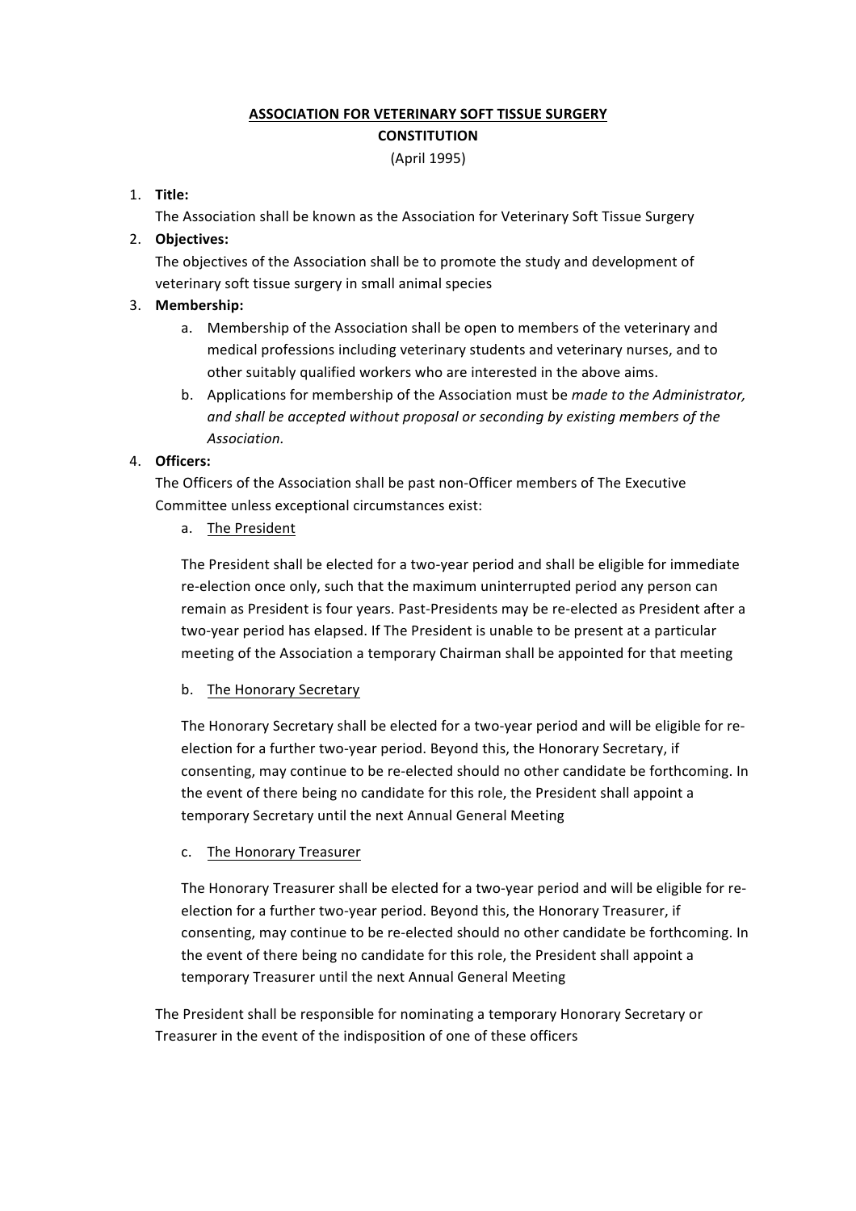**ASSOCIATION FOR VETERINARY SOFT TISSUE SURGERY**

**CONSTITUTION**

(April 1995)

1. **Title:**
   The Association shall be known as the Association for Veterinary Soft Tissue Surgery
2. **Objectives:**
   The objectives of the Association shall be to promote the study and development of veterinary soft tissue surgery in small animal species
3. **Membership:**
   a. Membership of the Association shall be open to members of the veterinary and medical professions including veterinary students and veterinary nurses, and to other suitably qualified workers who are interested in the above aims.
   b. Applications for membership of the Association must be *made to the Administrator, and shall be accepted without proposal or seconding by existing members of the Association.*
4. **Officers:**
   The Officers of the Association shall be past non-Officer members of The Executive Committee unless exceptional circumstances exist:
   a. The President

      The President shall be elected for a two-year period and shall be eligible for immediate re-election once only, such that the maximum uninterrupted period any person can remain as President is four years. Past-Presidents may be re-elected as President after a two-year period has elapsed. If The President is unable to be present at a particular meeting of the Association a temporary Chairman shall be appointed for that meeting

   b. The Honorary Secretary

      The Honorary Secretary shall be elected for a two-year period and will be eligible for re-election for a further two-year period. Beyond this, the Honorary Secretary, if consenting, may continue to be re-elected should no other candidate be forthcoming. In the event of there being no candidate for this role, the President shall appoint a temporary Secretary until the next Annual General Meeting

   c. The Honorary Treasurer

      The Honorary Treasurer shall be elected for a two-year period and will be eligible for re-election for a further two-year period. Beyond this, the Honorary Treasurer, if consenting, may continue to be re-elected should no other candidate be forthcoming. In the event of there being no candidate for this role, the President shall appoint a temporary Treasurer until the next Annual General Meeting

   The President shall be responsible for nominating a temporary Honorary Secretary or Treasurer in the event of the indisposition of one of these officers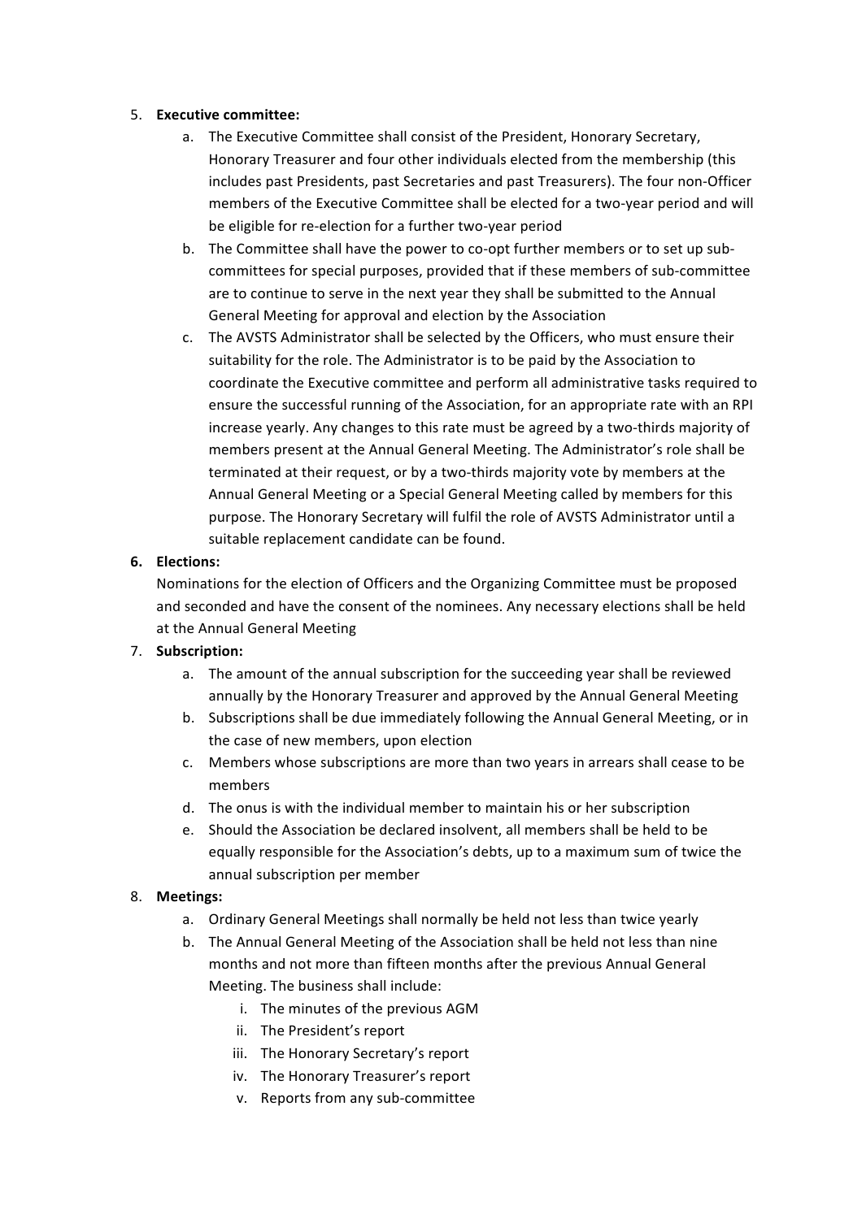5. **Executive committee:**
    a. The Executive Committee shall consist of the President, Honorary Secretary, Honorary Treasurer and four other individuals elected from the membership (this includes past Presidents, past Secretaries and past Treasurers). The four non-Officer members of the Executive Committee shall be elected for a two-year period and will be eligible for re-election for a further two-year period
    b. The Committee shall have the power to co-opt further members or to set up sub-committees for special purposes, provided that if these members of sub-committee are to continue to serve in the next year they shall be submitted to the Annual General Meeting for approval and election by the Association
    c. The AVSTS Administrator shall be selected by the Officers, who must ensure their suitability for the role. The Administrator is to be paid by the Association to coordinate the Executive committee and perform all administrative tasks required to ensure the successful running of the Association, for an appropriate rate with an RPI increase yearly. Any changes to this rate must be agreed by a two-thirds majority of members present at the Annual General Meeting. The Administrator's role shall be terminated at their request, or by a two-thirds majority vote by members at the Annual General Meeting or a Special General Meeting called by members for this purpose. The Honorary Secretary will fulfil the role of AVSTS Administrator until a suitable replacement candidate can be found.

6. **Elections:**
   Nominations for the election of Officers and the Organizing Committee must be proposed and seconded and have the consent of the nominees. Any necessary elections shall be held at the Annual General Meeting

7. **Subscription:**
    a. The amount of the annual subscription for the succeeding year shall be reviewed annually by the Honorary Treasurer and approved by the Annual General Meeting
    b. Subscriptions shall be due immediately following the Annual General Meeting, or in the case of new members, upon election
    c. Members whose subscriptions are more than two years in arrears shall cease to be members
    d. The onus is with the individual member to maintain his or her subscription
    e. Should the Association be declared insolvent, all members shall be held to be equally responsible for the Association's debts, up to a maximum sum of twice the annual subscription per member

8. **Meetings:**
    a. Ordinary General Meetings shall normally be held not less than twice yearly
    b. The Annual General Meeting of the Association shall be held not less than nine months and not more than fifteen months after the previous Annual General Meeting. The business shall include:
        i. The minutes of the previous AGM
        ii. The President's report
        iii. The Honorary Secretary's report
        iv. The Honorary Treasurer's report
        v. Reports from any sub-committee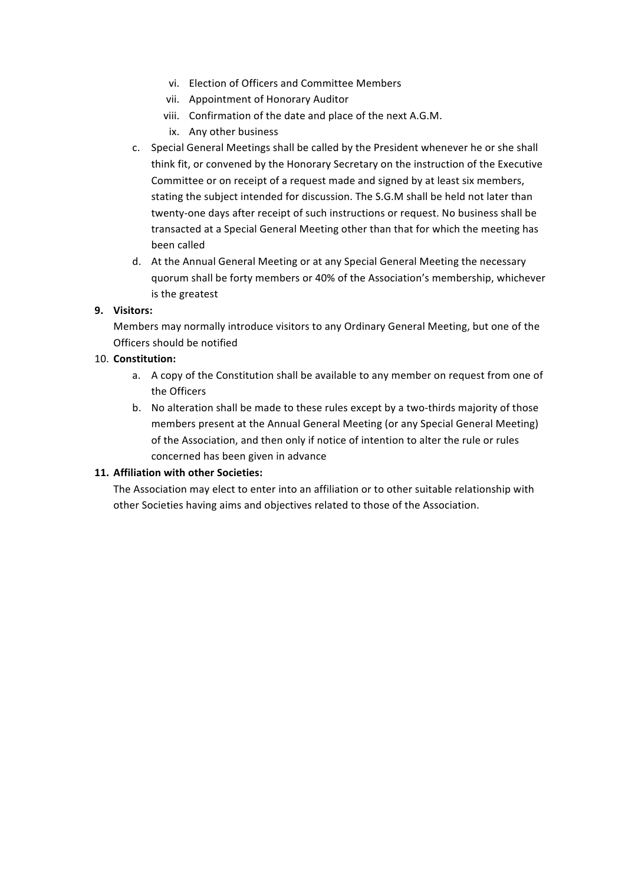vi. Election of Officers and Committee Members
   vii. Appointment of Honorary Auditor
   viii. Confirmation of the date and place of the next A.G.M.
   ix. Any other business

c. Special General Meetings shall be called by the President whenever he or she shall think fit, or convened by the Honorary Secretary on the instruction of the Executive Committee or on receipt of a request made and signed by at least six members, stating the subject intended for discussion. The S.G.M shall be held not later than twenty-one days after receipt of such instructions or request. No business shall be transacted at a Special General Meeting other than that for which the meeting has been called

d. At the Annual General Meeting or at any Special General Meeting the necessary quorum shall be forty members or 40% of the Association's membership, whichever is the greatest

**9. Visitors:**

Members may normally introduce visitors to any Ordinary General Meeting, but one of the Officers should be notified

10. **Constitution:**

a. A copy of the Constitution shall be available to any member on request from one of the Officers

b. No alteration shall be made to these rules except by a two-thirds majority of those members present at the Annual General Meeting (or any Special General Meeting) of the Association, and then only if notice of intention to alter the rule or rules concerned has been given in advance

**11. Affiliation with other Societies:**

The Association may elect to enter into an affiliation or to other suitable relationship with other Societies having aims and objectives related to those of the Association.